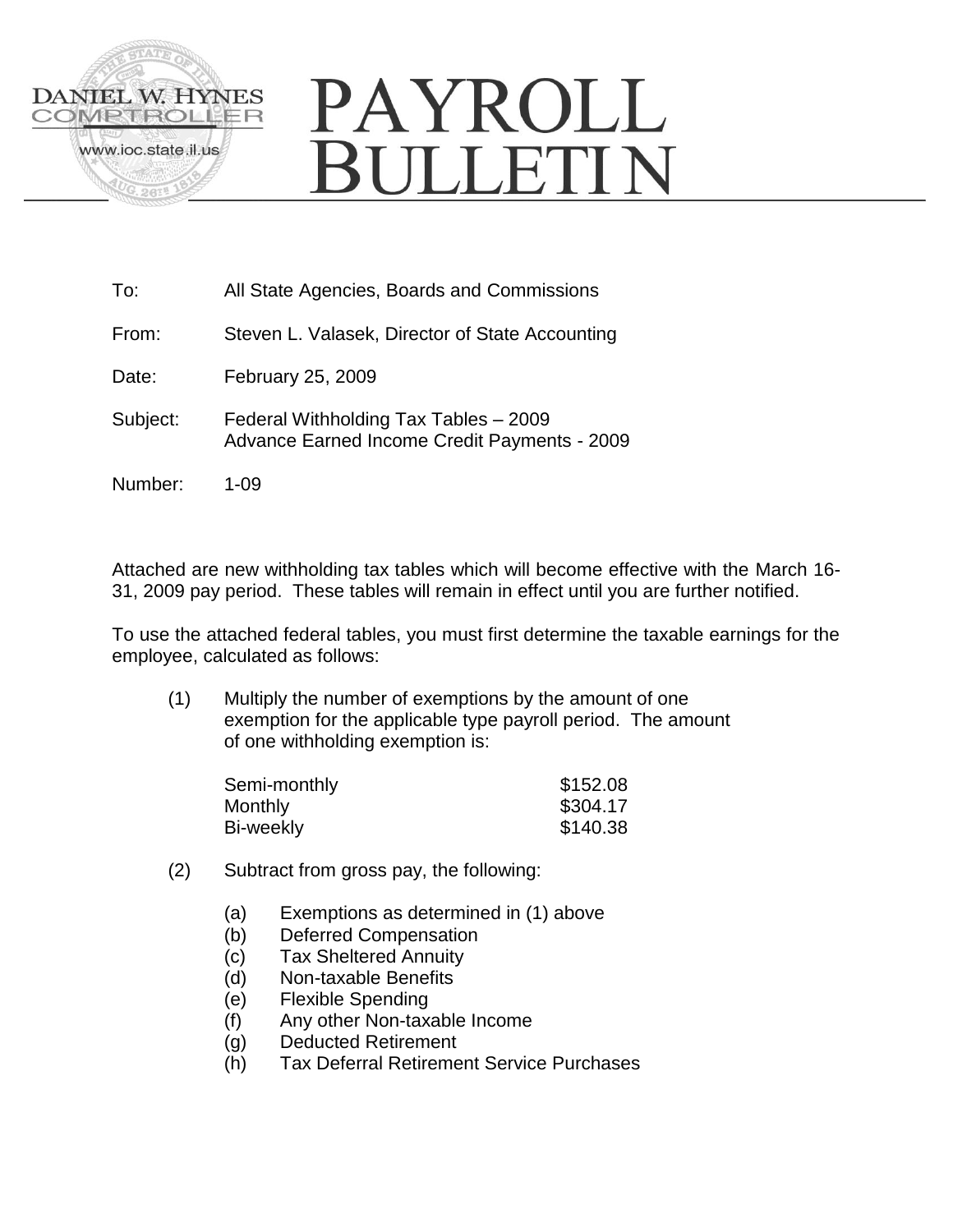DANIEL W. HYNES
COMPTROLLER
www.ioc.state.il.us

# PAYROLL BULLETIN

To: All State Agencies, Boards and Commissions

From: Steven L. Valasek, Director of State Accounting

Date: February 25, 2009

Subject: Federal Withholding Tax Tables – 2009
Advance Earned Income Credit Payments - 2009

Number: 1-09

Attached are new withholding tax tables which will become effective with the March 16-31, 2009 pay period. These tables will remain in effect until you are further notified.

To use the attached federal tables, you must first determine the taxable earnings for the employee, calculated as follows:

(1) Multiply the number of exemptions by the amount of one exemption for the applicable type payroll period. The amount of one withholding exemption is:

| | |
|---|---|
| Semi-monthly | $152.08 |
| Monthly | $304.17 |
| Bi-weekly | $140.38 |

(2) Subtract from gross pay, the following:

- (a) Exemptions as determined in (1) above
- (b) Deferred Compensation
- (c) Tax Sheltered Annuity
- (d) Non-taxable Benefits
- (e) Flexible Spending
- (f) Any other Non-taxable Income
- (g) Deducted Retirement
- (h) Tax Deferral Retirement Service Purchases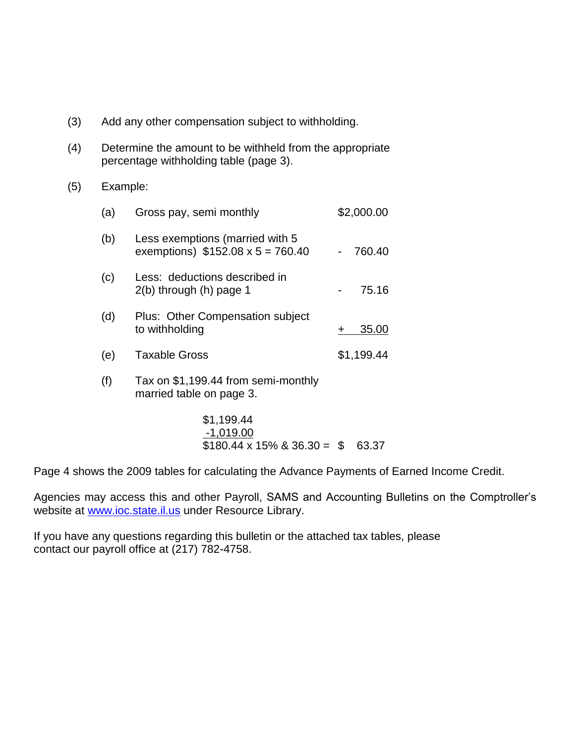(3) Add any other compensation subject to withholding.

(4) Determine the amount to be withheld from the appropriate percentage withholding table (page 3).

(5) Example:

| | | |
|---|---|---|
| (a) | Gross pay, semi monthly | $2,000.00 |
| (b) | Less exemptions (married with 5 exemptions) $152.08 x 5 = 760.40 | - 760.40 |
| (c) | Less: deductions described in 2(b) through (h) page 1 | - 75.16 |
| (d) | Plus: Other Compensation subject to withholding | + 35.00 |
| (e) | Taxable Gross | $1,199.44 |
| (f) | Tax on $1,199.44 from semi-monthly married table on page 3. | |

$1,199.44
-1,019.00
$180.44 x 15% & 36.30 = $ 63.37

Page 4 shows the 2009 tables for calculating the Advance Payments of Earned Income Credit.

Agencies may access this and other Payroll, SAMS and Accounting Bulletins on the Comptroller's website at [www.ioc.state.il.us](http://www.ioc.state.il.us) under Resource Library.

If you have any questions regarding this bulletin or the attached tax tables, please contact our payroll office at (217) 782-4758.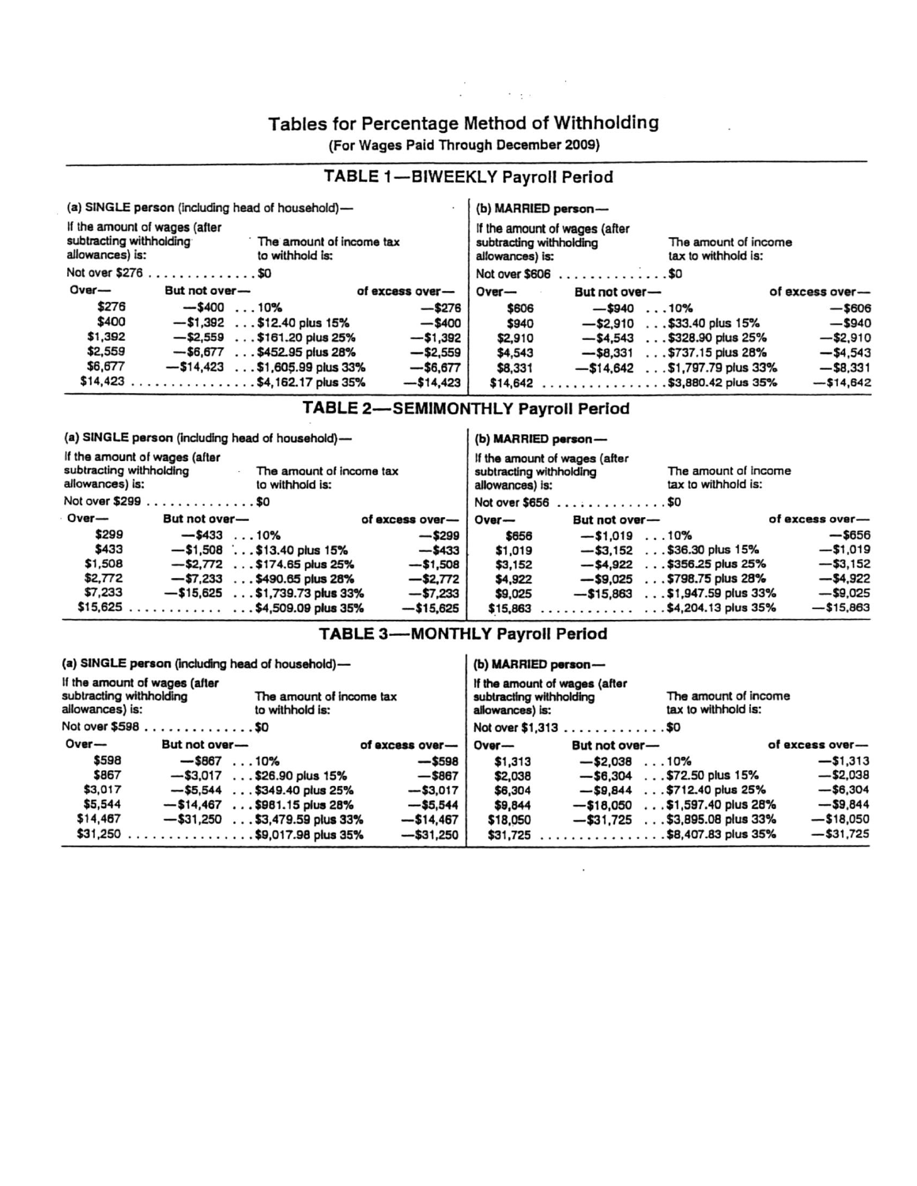## Tables for Percentage Method of Withholding

(For Wages Paid Through December 2009)

### TABLE 1—BIWEEKLY Payroll Period

**(a) SINGLE person (including head of household)—**

If the amount of wages (after subtracting withholding allowances) is: Not over $276 ............ The amount of income tax to withhold is: $0

| Over— | But not over— | | of excess over— |
|---|---|---|---|
| $276 | —$400 | ...10% | —$276 |
| $400 | —$1,392 | ...$12.40 plus 15% | —$400 |
| $1,392 | —$2,559 | ...$161.20 plus 25% | —$1,392 |
| $2,559 | —$6,677 | ...$452.95 plus 28% | —$2,559 |
| $6,677 | —$14,423 | ...$1,605.99 plus 33% | —$6,677 |
| $14,423 | | ...$4,162.17 plus 35% | —$14,423 |

**(b) MARRIED person—**

If the amount of wages (after subtracting withholding allowances) is: Not over $606 ............ The amount of income tax to withhold is: $0

| Over— | But not over— | | of excess over— |
|---|---|---|---|
| $606 | —$940 | ...10% | —$606 |
| $940 | —$2,910 | ...$33.40 plus 15% | —$940 |
| $2,910 | —$4,543 | ...$328.90 plus 25% | —$2,910 |
| $4,543 | —$8,331 | ...$737.15 plus 28% | —$4,543 |
| $8,331 | —$14,642 | ...$1,797.79 plus 33% | —$8,331 |
| $14,642 | | ...$3,880.42 plus 35% | —$14,642 |

### TABLE 2—SEMIMONTHLY Payroll Period

**(a) SINGLE person (including head of household)—**

If the amount of wages (after subtracting withholding allowances) is: Not over $299 ............ The amount of income tax to withhold is: $0

| Over— | But not over— | | of excess over— |
|---|---|---|---|
| $299 | —$433 | ...10% | —$299 |
| $433 | —$1,508 | ...$13.40 plus 15% | —$433 |
| $1,508 | —$2,772 | ...$174.65 plus 25% | —$1,508 |
| $2,772 | —$7,233 | ...$490.65 plus 28% | —$2,772 |
| $7,233 | —$15,625 | ...$1,739.73 plus 33% | —$7,233 |
| $15,625 | | ...$4,509.09 plus 35% | —$15,625 |

**(b) MARRIED person—**

If the amount of wages (after subtracting withholding allowances) is: Not over $656 ............ The amount of income tax to withhold is: $0

| Over— | But not over— | | of excess over— |
|---|---|---|---|
| $656 | —$1,019 | ...10% | —$656 |
| $1,019 | —$3,152 | ...$36.30 plus 15% | —$1,019 |
| $3,152 | —$4,922 | ...$356.25 plus 25% | —$3,152 |
| $4,922 | —$9,025 | ...$798.75 plus 28% | —$4,922 |
| $9,025 | —$15,863 | ...$1,947.59 plus 33% | —$9,025 |
| $15,863 | | ...$4,204.13 plus 35% | —$15,863 |

### TABLE 3—MONTHLY Payroll Period

**(a) SINGLE person (including head of household)—**

If the amount of wages (after subtracting withholding allowances) is: Not over $598 ............ The amount of income tax to withhold is: $0

| Over— | But not over— | | of excess over— |
|---|---|---|---|
| $598 | —$867 | ...10% | —$598 |
| $867 | —$3,017 | ...$26.90 plus 15% | —$867 |
| $3,017 | —$5,544 | ...$349.40 plus 25% | —$3,017 |
| $5,544 | —$14,467 | ...$981.15 plus 28% | —$5,544 |
| $14,467 | —$31,250 | ...$3,479.59 plus 33% | —$14,467 |
| $31,250 | | ...$9,017.98 plus 35% | —$31,250 |

**(b) MARRIED person—**

If the amount of wages (after subtracting withholding allowances) is: Not over $1,313 ............ The amount of income tax to withhold is: $0

| Over— | But not over— | | of excess over— |
|---|---|---|---|
| $1,313 | —$2,038 | ...10% | —$1,313 |
| $2,038 | —$6,304 | ...$72.50 plus 15% | —$2,038 |
| $6,304 | —$9,844 | ...$712.40 plus 25% | —$6,304 |
| $9,844 | —$18,050 | ...$1,597.40 plus 28% | —$9,844 |
| $18,050 | —$31,725 | ...$3,895.08 plus 33% | —$18,050 |
| $31,725 | | ...$8,407.83 plus 35% | —$31,725 |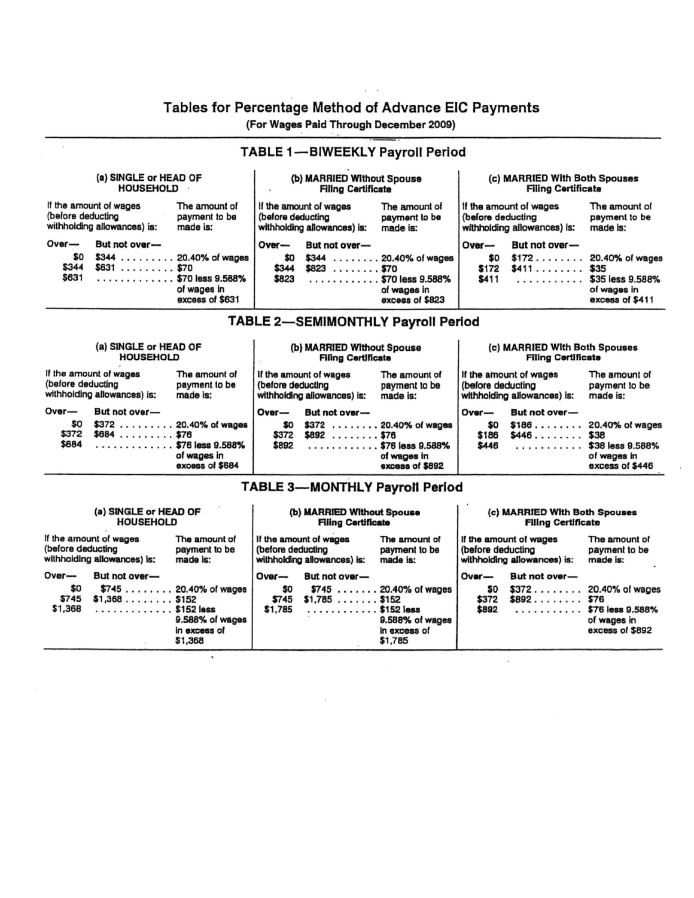## Tables for Percentage Method of Advance EIC Payments

(For Wages Paid Through December 2009)

### TABLE 1—BIWEEKLY Payroll Period

**(a) SINGLE or HEAD OF HOUSEHOLD**

| If the amount of wages (before deducting withholding allowances) is: Over— | But not over— | The amount of payment to be made is: |
|---|---|---|
| $0 | $344 | 20.40% of wages |
| $344 | $631 | $70 |
| $631 | | $70 less 9.588% of wages in excess of $631 |

**(b) MARRIED Without Spouse Filing Certificate**

| If the amount of wages (before deducting withholding allowances) is: Over— | But not over— | The amount of payment to be made is: |
|---|---|---|
| $0 | $344 | 20.40% of wages |
| $344 | $823 | $70 |
| $823 | | $70 less 9.588% of wages in excess of $823 |

**(c) MARRIED With Both Spouses Filing Certificate**

| If the amount of wages (before deducting withholding allowances) is: Over— | But not over— | The amount of payment to be made is: |
|---|---|---|
| $0 | $172 | 20.40% of wages |
| $172 | $411 | $35 |
| $411 | | $35 less 9.588% of wages in excess of $411 |

### TABLE 2—SEMIMONTHLY Payroll Period

**(a) SINGLE or HEAD OF HOUSEHOLD**

| If the amount of wages (before deducting withholding allowances) is: Over— | But not over— | The amount of payment to be made is: |
|---|---|---|
| $0 | $372 | 20.40% of wages |
| $372 | $684 | $76 |
| $684 | | $76 less 9.588% of wages in excess of $684 |

**(b) MARRIED Without Spouse Filing Certificate**

| If the amount of wages (before deducting withholding allowances) is: Over— | But not over— | The amount of payment to be made is: |
|---|---|---|
| $0 | $372 | 20.40% of wages |
| $372 | $892 | $76 |
| $892 | | $76 less 9.588% of wages in excess of $892 |

**(c) MARRIED With Both Spouses Filing Certificate**

| If the amount of wages (before deducting withholding allowances) is: Over— | But not over— | The amount of payment to be made is: |
|---|---|---|
| $0 | $186 | 20.40% of wages |
| $186 | $446 | $38 |
| $446 | | $38 less 9.588% of wages in excess of $446 |

### TABLE 3—MONTHLY Payroll Period

**(a) SINGLE or HEAD OF HOUSEHOLD**

| If the amount of wages (before deducting withholding allowances) is: Over— | But not over— | The amount of payment to be made is: |
|---|---|---|
| $0 | $745 | 20.40% of wages |
| $745 | $1,368 | $152 |
| $1,368 | | $152 less 9.588% of wages in excess of $1,368 |

**(b) MARRIED Without Spouse Filing Certificate**

| If the amount of wages (before deducting withholding allowances) is: Over— | But not over— | The amount of payment to be made is: |
|---|---|---|
| $0 | $745 | 20.40% of wages |
| $745 | $1,785 | $152 |
| $1,785 | | $152 less 9.588% of wages in excess of $1,785 |

**(c) MARRIED With Both Spouses Filing Certificate**

| If the amount of wages (before deducting withholding allowances) is: Over— | But not over— | The amount of payment to be made is: |
|---|---|---|
| $0 | $372 | 20.40% of wages |
| $372 | $892 | $76 |
| $892 | | $76 less 9.588% of wages in excess of $892 |